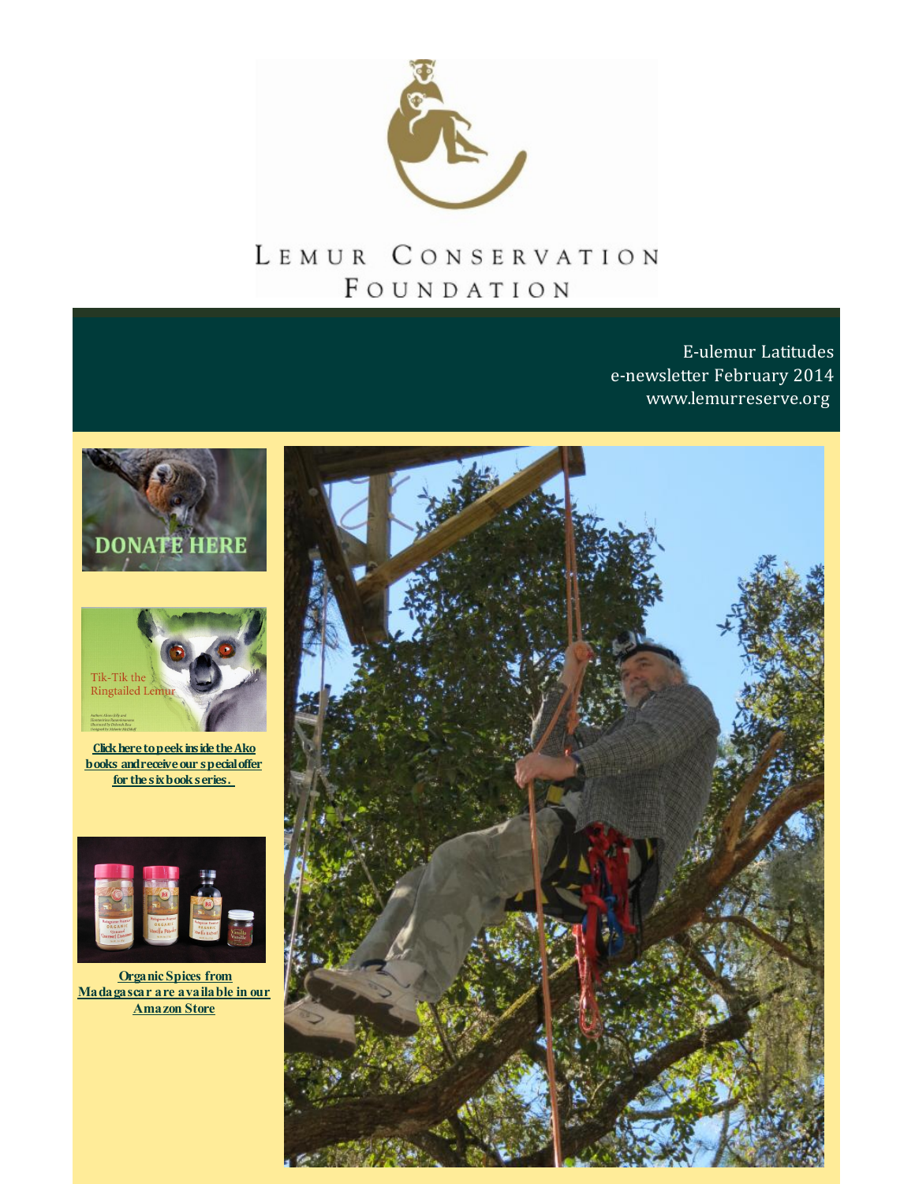# Lemur Conservation Foundation

E-ulemur Latitudes
e-newsletter February 2014
www.lemurreserve.org

DONATE HERE

Tik-Tik the Ringtailed Lemur

**Click here to peek inside the Ako books and receive our special offer for the six book series.**

**Organic Spices from Madagascar are available in our Amazon Store**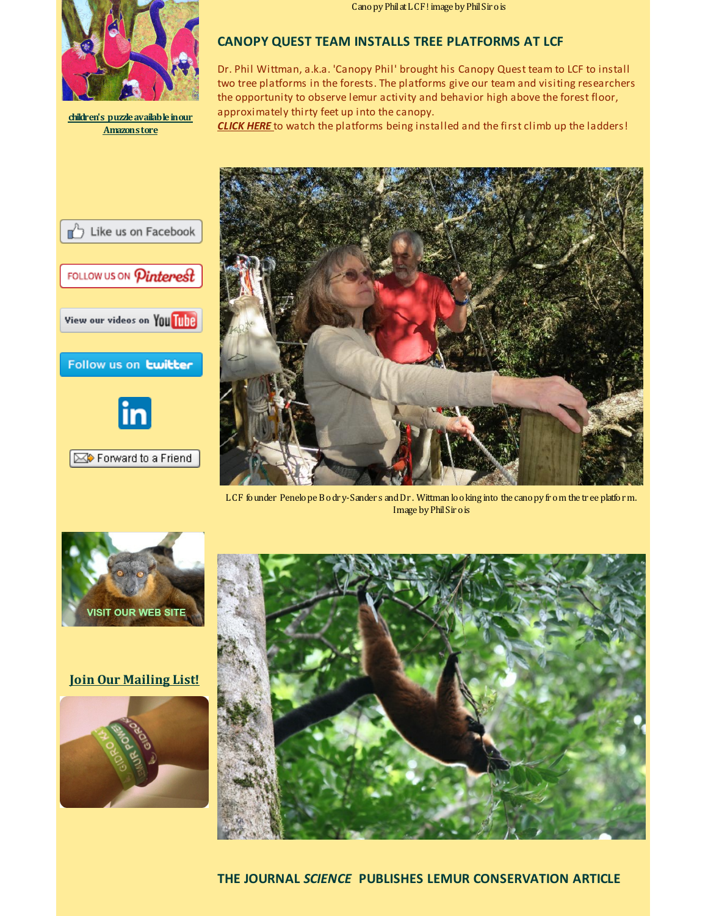Canopy Phil at LCF! image by Phil Sirois

## CANOPY QUEST TEAM INSTALLS TREE PLATFORMS AT LCF

Dr. Phil Wittman, a.k.a. 'Canopy Phil' brought his Canopy Quest team to LCF to install two tree platforms in the forests. The platforms give our team and visiting researchers the opportunity to observe lemur activity and behavior high above the forest floor, approximately thirty feet up into the canopy.

***CLICK HERE*** to watch the platforms being installed and the first climb up the ladders!

LCF founder Penelope Bodry-Sanders and Dr. Wittman looking into the canopy from the tree platform. Image by Phil Sirois

children's puzzle available in our Amazon store

Like us on Facebook

FOLLOW US ON Pinterest

View our videos on YouTube

Follow us on twitter

Forward to a Friend

VISIT OUR WEB SITE

**Join Our Mailing List!**

## THE JOURNAL *SCIENCE* PUBLISHES LEMUR CONSERVATION ARTICLE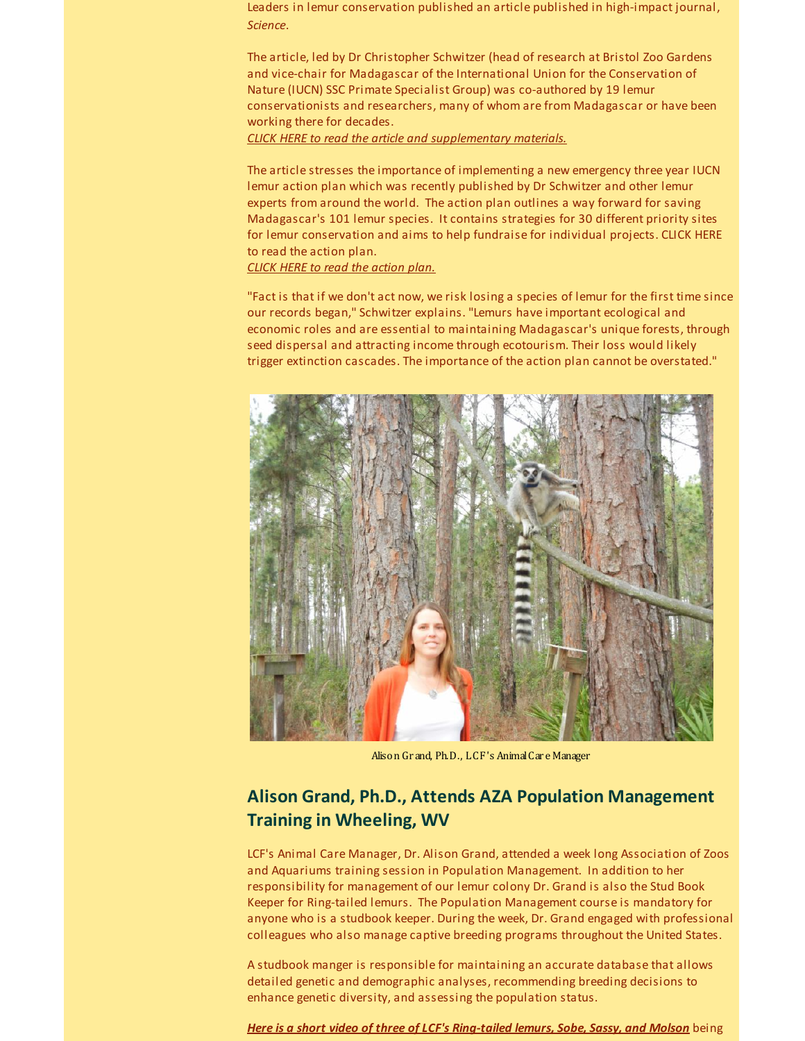Leaders in lemur conservation published an article published in high-impact journal, *Science*.

The article, led by Dr Christopher Schwitzer (head of research at Bristol Zoo Gardens and vice-chair for Madagascar of the International Union for the Conservation of Nature (IUCN) SSC Primate Specialist Group) was co-authored by 19 lemur conservationists and researchers, many of whom are from Madagascar or have been working there for decades.
*CLICK HERE to read the article and supplementary materials.*

The article stresses the importance of implementing a new emergency three year IUCN lemur action plan which was recently published by Dr Schwitzer and other lemur experts from around the world. The action plan outlines a way forward for saving Madagascar's 101 lemur species. It contains strategies for 30 different priority sites for lemur conservation and aims to help fundraise for individual projects. CLICK HERE to read the action plan.
*CLICK HERE to read the action plan.*

"Fact is that if we don't act now, we risk losing a species of lemur for the first time since our records began," Schwitzer explains. "Lemurs have important ecological and economic roles and are essential to maintaining Madagascar's unique forests, through seed dispersal and attracting income through ecotourism. Their loss would likely trigger extinction cascades. The importance of the action plan cannot be overstated."

Alison Grand, Ph.D., LCF's Animal Care Manager

## Alison Grand, Ph.D., Attends AZA Population Management Training in Wheeling, WV

LCF's Animal Care Manager, Dr. Alison Grand, attended a week long Association of Zoos and Aquariums training session in Population Management. In addition to her responsibility for management of our lemur colony Dr. Grand is also the Stud Book Keeper for Ring-tailed lemurs. The Population Management course is mandatory for anyone who is a studbook keeper. During the week, Dr. Grand engaged with professional colleagues who also manage captive breeding programs throughout the United States.

A studbook manger is responsible for maintaining an accurate database that allows detailed genetic and demographic analyses, recommending breeding decisions to enhance genetic diversity, and assessing the population status.

***Here is a short video of three of LCF's Ring-tailed lemurs, Sobe, Sassy, and Molson*** being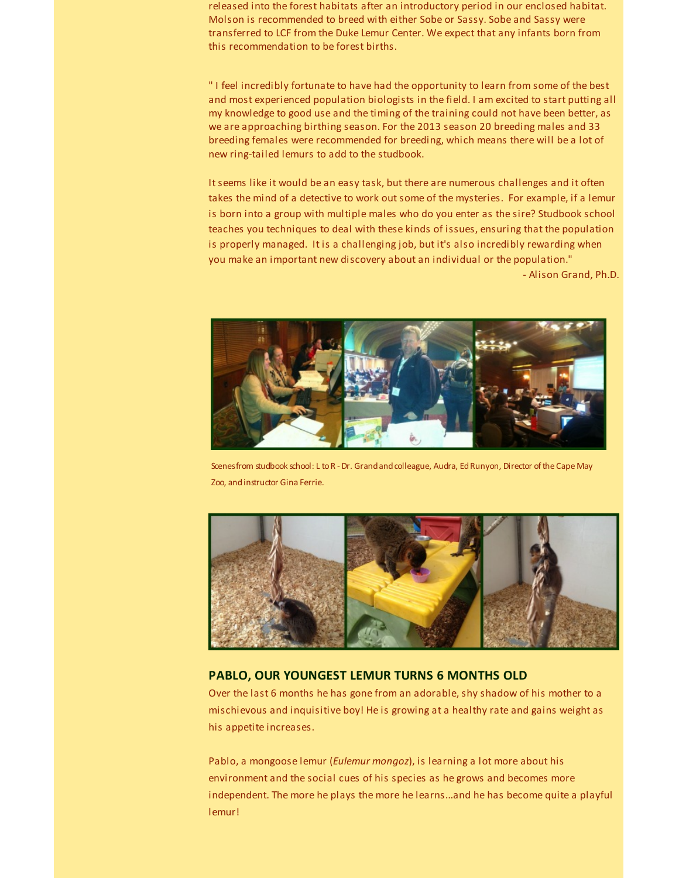released into the forest habitats after an introductory period in our enclosed habitat. Molson is recommended to breed with either Sobe or Sassy. Sobe and Sassy were transferred to LCF from the Duke Lemur Center. We expect that any infants born from this recommendation to be forest births.

" I feel incredibly fortunate to have had the opportunity to learn from some of the best and most experienced population biologists in the field. I am excited to start putting all my knowledge to good use and the timing of the training could not have been better, as we are approaching birthing season. For the 2013 season 20 breeding males and 33 breeding females were recommended for breeding, which means there will be a lot of new ring-tailed lemurs to add to the studbook.

It seems like it would be an easy task, but there are numerous challenges and it often takes the mind of a detective to work out some of the mysteries. For example, if a lemur is born into a group with multiple males who do you enter as the sire? Studbook school teaches you techniques to deal with these kinds of issues, ensuring that the population is properly managed. It is a challenging job, but it's also incredibly rewarding when you make an important new discovery about an individual or the population."

- Alison Grand, Ph.D.

Scenes from studbook school: L to R - Dr. Grand and colleague, Audra, Ed Runyon, Director of the Cape May Zoo, and instructor Gina Ferrie.

## PABLO, OUR YOUNGEST LEMUR TURNS 6 MONTHS OLD

Over the last 6 months he has gone from an adorable, shy shadow of his mother to a mischievous and inquisitive boy! He is growing at a healthy rate and gains weight as his appetite increases.

Pablo, a mongoose lemur (*Eulemur mongoz*), is learning a lot more about his environment and the social cues of his species as he grows and becomes more independent. The more he plays the more he learns...and he has become quite a playful lemur!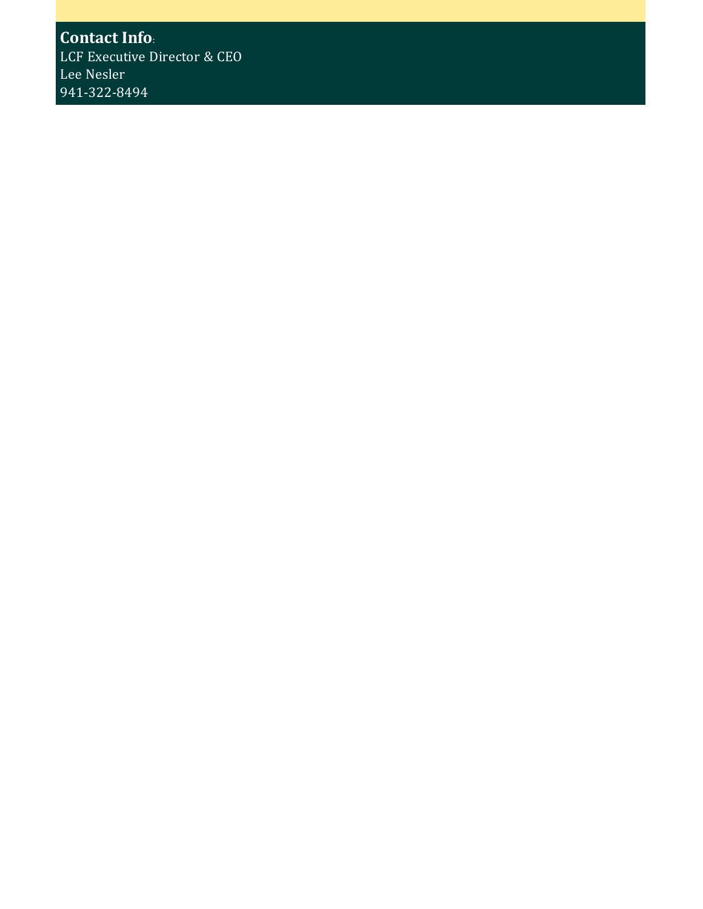**Contact Info**:

LCF Executive Director & CEO
Lee Nesler
941-322-8494